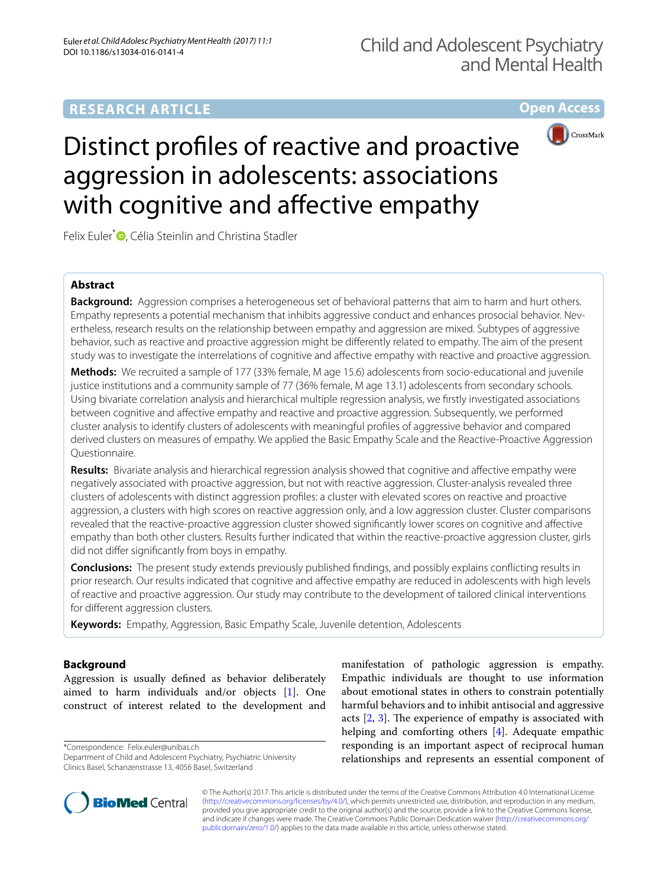RESEARCH ARTICLE

Open Access

# Distinct profiles of reactive and proactive aggression in adolescents: associations with cognitive and affective empathy

Felix Euler*, Célia Steinlin and Christina Stadler

## Abstract

**Background:** Aggression comprises a heterogeneous set of behavioral patterns that aim to harm and hurt others. Empathy represents a potential mechanism that inhibits aggressive conduct and enhances prosocial behavior. Nevertheless, research results on the relationship between empathy and aggression are mixed. Subtypes of aggressive behavior, such as reactive and proactive aggression might be differently related to empathy. The aim of the present study was to investigate the interrelations of cognitive and affective empathy with reactive and proactive aggression.

**Methods:** We recruited a sample of 177 (33% female, M age 15.6) adolescents from socio-educational and juvenile justice institutions and a community sample of 77 (36% female, M age 13.1) adolescents from secondary schools. Using bivariate correlation analysis and hierarchical multiple regression analysis, we firstly investigated associations between cognitive and affective empathy and reactive and proactive aggression. Subsequently, we performed cluster analysis to identify clusters of adolescents with meaningful profiles of aggressive behavior and compared derived clusters on measures of empathy. We applied the Basic Empathy Scale and the Reactive-Proactive Aggression Questionnaire.

**Results:** Bivariate analysis and hierarchical regression analysis showed that cognitive and affective empathy were negatively associated with proactive aggression, but not with reactive aggression. Cluster-analysis revealed three clusters of adolescents with distinct aggression profiles: a cluster with elevated scores on reactive and proactive aggression, a clusters with high scores on reactive aggression only, and a low aggression cluster. Cluster comparisons revealed that the reactive-proactive aggression cluster showed significantly lower scores on cognitive and affective empathy than both other clusters. Results further indicated that within the reactive-proactive aggression cluster, girls did not differ significantly from boys in empathy.

**Conclusions:** The present study extends previously published findings, and possibly explains conflicting results in prior research. Our results indicated that cognitive and affective empathy are reduced in adolescents with high levels of reactive and proactive aggression. Our study may contribute to the development of tailored clinical interventions for different aggression clusters.

**Keywords:** Empathy, Aggression, Basic Empathy Scale, Juvenile detention, Adolescents

## Background

Aggression is usually defined as behavior deliberately aimed to harm individuals and/or objects [1]. One construct of interest related to the development and manifestation of pathologic aggression is empathy. Empathic individuals are thought to use information about emotional states in others to constrain potentially harmful behaviors and to inhibit antisocial and aggressive acts [2, 3]. The experience of empathy is associated with helping and comforting others [4]. Adequate empathic responding is an important aspect of reciprocal human relationships and represents an essential component of

*Correspondence: Felix.euler@unibas.ch
Department of Child and Adolescent Psychiatry, Psychiatric University Clinics Basel, Schanzenstrasse 13, 4056 Basel, Switzerland

© The Author(s) 2017. This article is distributed under the terms of the Creative Commons Attribution 4.0 International License (http://creativecommons.org/licenses/by/4.0/), which permits unrestricted use, distribution, and reproduction in any medium, provided you give appropriate credit to the original author(s) and the source, provide a link to the Creative Commons license, and indicate if changes were made. The Creative Commons Public Domain Dedication waiver (http://creativecommons.org/publicdomain/zero/1.0/) applies to the data made available in this article, unless otherwise stated.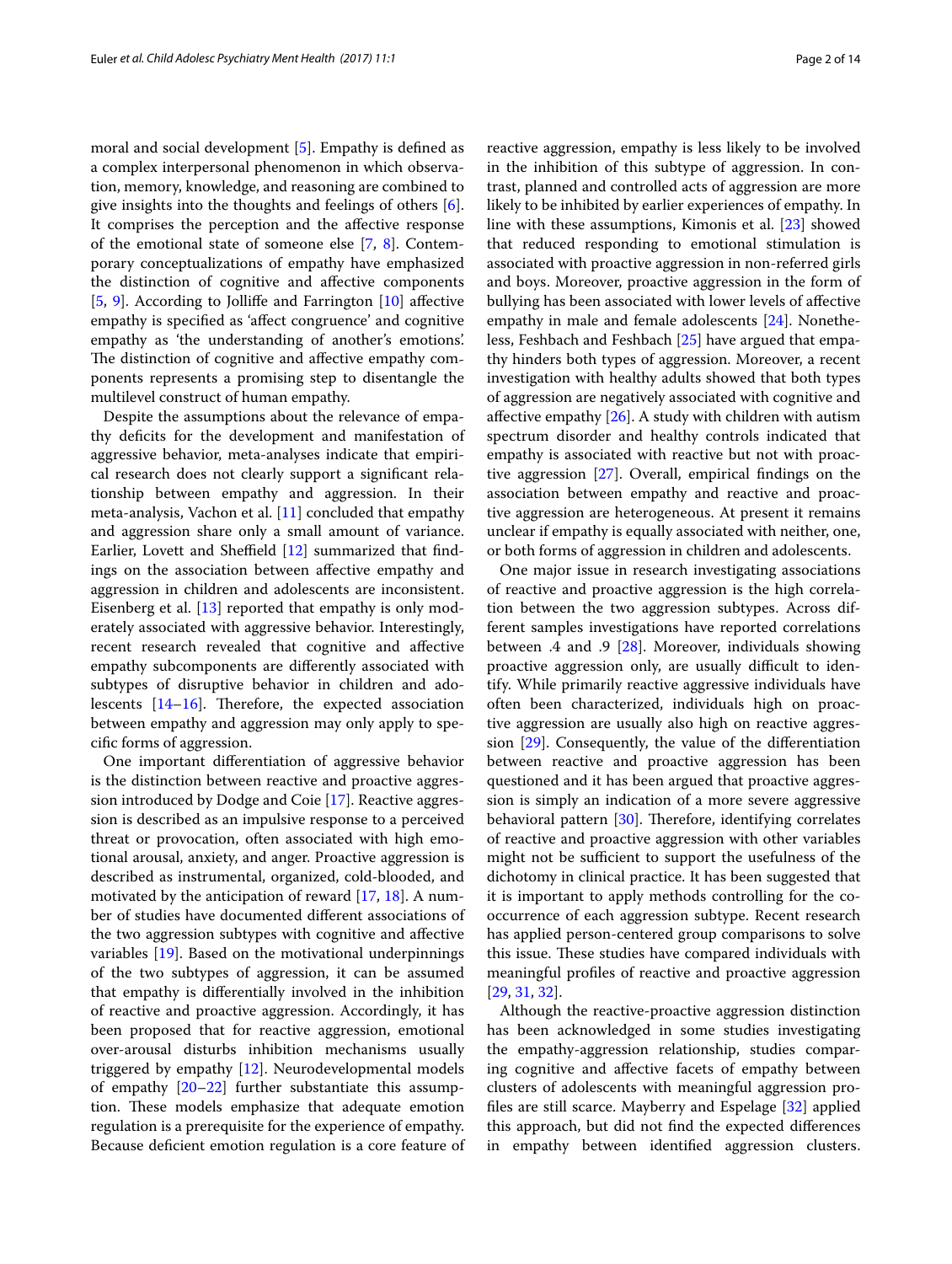moral and social development [5]. Empathy is defined as a complex interpersonal phenomenon in which observation, memory, knowledge, and reasoning are combined to give insights into the thoughts and feelings of others [6]. It comprises the perception and the affective response of the emotional state of someone else [7, 8]. Contemporary conceptualizations of empathy have emphasized the distinction of cognitive and affective components [5, 9]. According to Jolliffe and Farrington [10] affective empathy is specified as 'affect congruence' and cognitive empathy as 'the understanding of another's emotions'. The distinction of cognitive and affective empathy components represents a promising step to disentangle the multilevel construct of human empathy.

Despite the assumptions about the relevance of empathy deficits for the development and manifestation of aggressive behavior, meta-analyses indicate that empirical research does not clearly support a significant relationship between empathy and aggression. In their meta-analysis, Vachon et al. [11] concluded that empathy and aggression share only a small amount of variance. Earlier, Lovett and Sheffield [12] summarized that findings on the association between affective empathy and aggression in children and adolescents are inconsistent. Eisenberg et al. [13] reported that empathy is only moderately associated with aggressive behavior. Interestingly, recent research revealed that cognitive and affective empathy subcomponents are differently associated with subtypes of disruptive behavior in children and adolescents [14–16]. Therefore, the expected association between empathy and aggression may only apply to specific forms of aggression.

One important differentiation of aggressive behavior is the distinction between reactive and proactive aggression introduced by Dodge and Coie [17]. Reactive aggression is described as an impulsive response to a perceived threat or provocation, often associated with high emotional arousal, anxiety, and anger. Proactive aggression is described as instrumental, organized, cold-blooded, and motivated by the anticipation of reward [17, 18]. A number of studies have documented different associations of the two aggression subtypes with cognitive and affective variables [19]. Based on the motivational underpinnings of the two subtypes of aggression, it can be assumed that empathy is differentially involved in the inhibition of reactive and proactive aggression. Accordingly, it has been proposed that for reactive aggression, emotional over-arousal disturbs inhibition mechanisms usually triggered by empathy [12]. Neurodevelopmental models of empathy [20–22] further substantiate this assumption. These models emphasize that adequate emotion regulation is a prerequisite for the experience of empathy. Because deficient emotion regulation is a core feature of reactive aggression, empathy is less likely to be involved in the inhibition of this subtype of aggression. In contrast, planned and controlled acts of aggression are more likely to be inhibited by earlier experiences of empathy. In line with these assumptions, Kimonis et al. [23] showed that reduced responding to emotional stimulation is associated with proactive aggression in non-referred girls and boys. Moreover, proactive aggression in the form of bullying has been associated with lower levels of affective empathy in male and female adolescents [24]. Nonetheless, Feshbach and Feshbach [25] have argued that empathy hinders both types of aggression. Moreover, a recent investigation with healthy adults showed that both types of aggression are negatively associated with cognitive and affective empathy [26]. A study with children with autism spectrum disorder and healthy controls indicated that empathy is associated with reactive but not with proactive aggression [27]. Overall, empirical findings on the association between empathy and reactive and proactive aggression are heterogeneous. At present it remains unclear if empathy is equally associated with neither, one, or both forms of aggression in children and adolescents.

One major issue in research investigating associations of reactive and proactive aggression is the high correlation between the two aggression subtypes. Across different samples investigations have reported correlations between .4 and .9 [28]. Moreover, individuals showing proactive aggression only, are usually difficult to identify. While primarily reactive aggressive individuals have often been characterized, individuals high on proactive aggression are usually also high on reactive aggression [29]. Consequently, the value of the differentiation between reactive and proactive aggression has been questioned and it has been argued that proactive aggression is simply an indication of a more severe aggressive behavioral pattern [30]. Therefore, identifying correlates of reactive and proactive aggression with other variables might not be sufficient to support the usefulness of the dichotomy in clinical practice. It has been suggested that it is important to apply methods controlling for the co-occurrence of each aggression subtype. Recent research has applied person-centered group comparisons to solve this issue. These studies have compared individuals with meaningful profiles of reactive and proactive aggression [29, 31, 32].

Although the reactive-proactive aggression distinction has been acknowledged in some studies investigating the empathy-aggression relationship, studies comparing cognitive and affective facets of empathy between clusters of adolescents with meaningful aggression profiles are still scarce. Mayberry and Espelage [32] applied this approach, but did not find the expected differences in empathy between identified aggression clusters.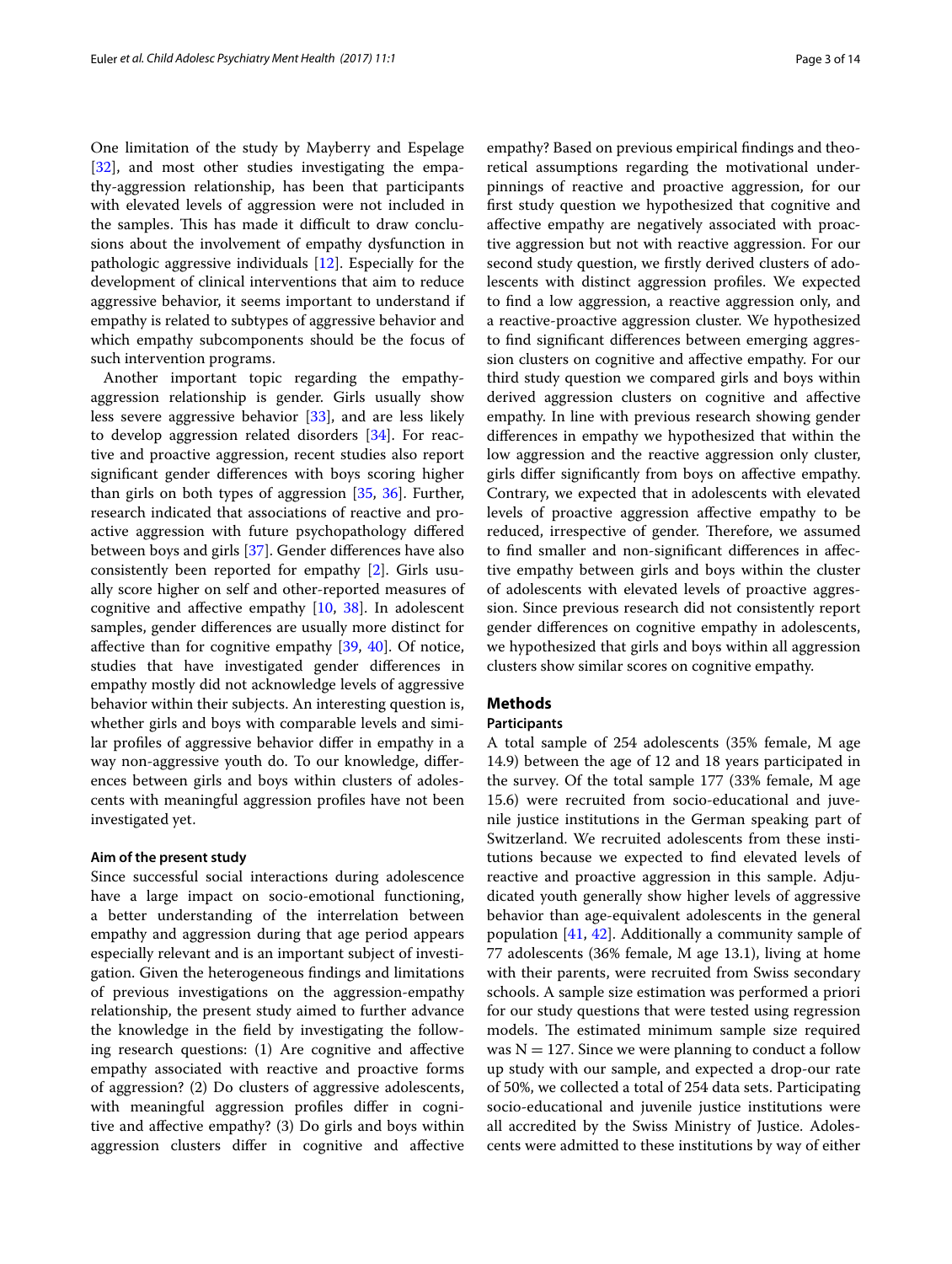One limitation of the study by Mayberry and Espelage [32], and most other studies investigating the empathy-aggression relationship, has been that participants with elevated levels of aggression were not included in the samples. This has made it difficult to draw conclusions about the involvement of empathy dysfunction in pathologic aggressive individuals [12]. Especially for the development of clinical interventions that aim to reduce aggressive behavior, it seems important to understand if empathy is related to subtypes of aggressive behavior and which empathy subcomponents should be the focus of such intervention programs.

Another important topic regarding the empathy-aggression relationship is gender. Girls usually show less severe aggressive behavior [33], and are less likely to develop aggression related disorders [34]. For reactive and proactive aggression, recent studies also report significant gender differences with boys scoring higher than girls on both types of aggression [35, 36]. Further, research indicated that associations of reactive and proactive aggression with future psychopathology differed between boys and girls [37]. Gender differences have also consistently been reported for empathy [2]. Girls usually score higher on self and other-reported measures of cognitive and affective empathy [10, 38]. In adolescent samples, gender differences are usually more distinct for affective than for cognitive empathy [39, 40]. Of notice, studies that have investigated gender differences in empathy mostly did not acknowledge levels of aggressive behavior within their subjects. An interesting question is, whether girls and boys with comparable levels and similar profiles of aggressive behavior differ in empathy in a way non-aggressive youth do. To our knowledge, differences between girls and boys within clusters of adolescents with meaningful aggression profiles have not been investigated yet.

### Aim of the present study

Since successful social interactions during adolescence have a large impact on socio-emotional functioning, a better understanding of the interrelation between empathy and aggression during that age period appears especially relevant and is an important subject of investigation. Given the heterogeneous findings and limitations of previous investigations on the aggression-empathy relationship, the present study aimed to further advance the knowledge in the field by investigating the following research questions: (1) Are cognitive and affective empathy associated with reactive and proactive forms of aggression? (2) Do clusters of aggressive adolescents, with meaningful aggression profiles differ in cognitive and affective empathy? (3) Do girls and boys within aggression clusters differ in cognitive and affective empathy? Based on previous empirical findings and theoretical assumptions regarding the motivational underpinnings of reactive and proactive aggression, for our first study question we hypothesized that cognitive and affective empathy are negatively associated with proactive aggression but not with reactive aggression. For our second study question, we firstly derived clusters of adolescents with distinct aggression profiles. We expected to find a low aggression, a reactive aggression only, and a reactive-proactive aggression cluster. We hypothesized to find significant differences between emerging aggression clusters on cognitive and affective empathy. For our third study question we compared girls and boys within derived aggression clusters on cognitive and affective empathy. In line with previous research showing gender differences in empathy we hypothesized that within the low aggression and the reactive aggression only cluster, girls differ significantly from boys on affective empathy. Contrary, we expected that in adolescents with elevated levels of proactive aggression affective empathy to be reduced, irrespective of gender. Therefore, we assumed to find smaller and non-significant differences in affective empathy between girls and boys within the cluster of adolescents with elevated levels of proactive aggression. Since previous research did not consistently report gender differences on cognitive empathy in adolescents, we hypothesized that girls and boys within all aggression clusters show similar scores on cognitive empathy.

## Methods

### Participants

A total sample of 254 adolescents (35% female, M age 14.9) between the age of 12 and 18 years participated in the survey. Of the total sample 177 (33% female, M age 15.6) were recruited from socio-educational and juvenile justice institutions in the German speaking part of Switzerland. We recruited adolescents from these institutions because we expected to find elevated levels of reactive and proactive aggression in this sample. Adjudicated youth generally show higher levels of aggressive behavior than age-equivalent adolescents in the general population [41, 42]. Additionally a community sample of 77 adolescents (36% female, M age 13.1), living at home with their parents, were recruited from Swiss secondary schools. A sample size estimation was performed a priori for our study questions that were tested using regression models. The estimated minimum sample size required was $N = 127$. Since we were planning to conduct a follow up study with our sample, and expected a drop-our rate of 50%, we collected a total of 254 data sets. Participating socio-educational and juvenile justice institutions were all accredited by the Swiss Ministry of Justice. Adolescents were admitted to these institutions by way of either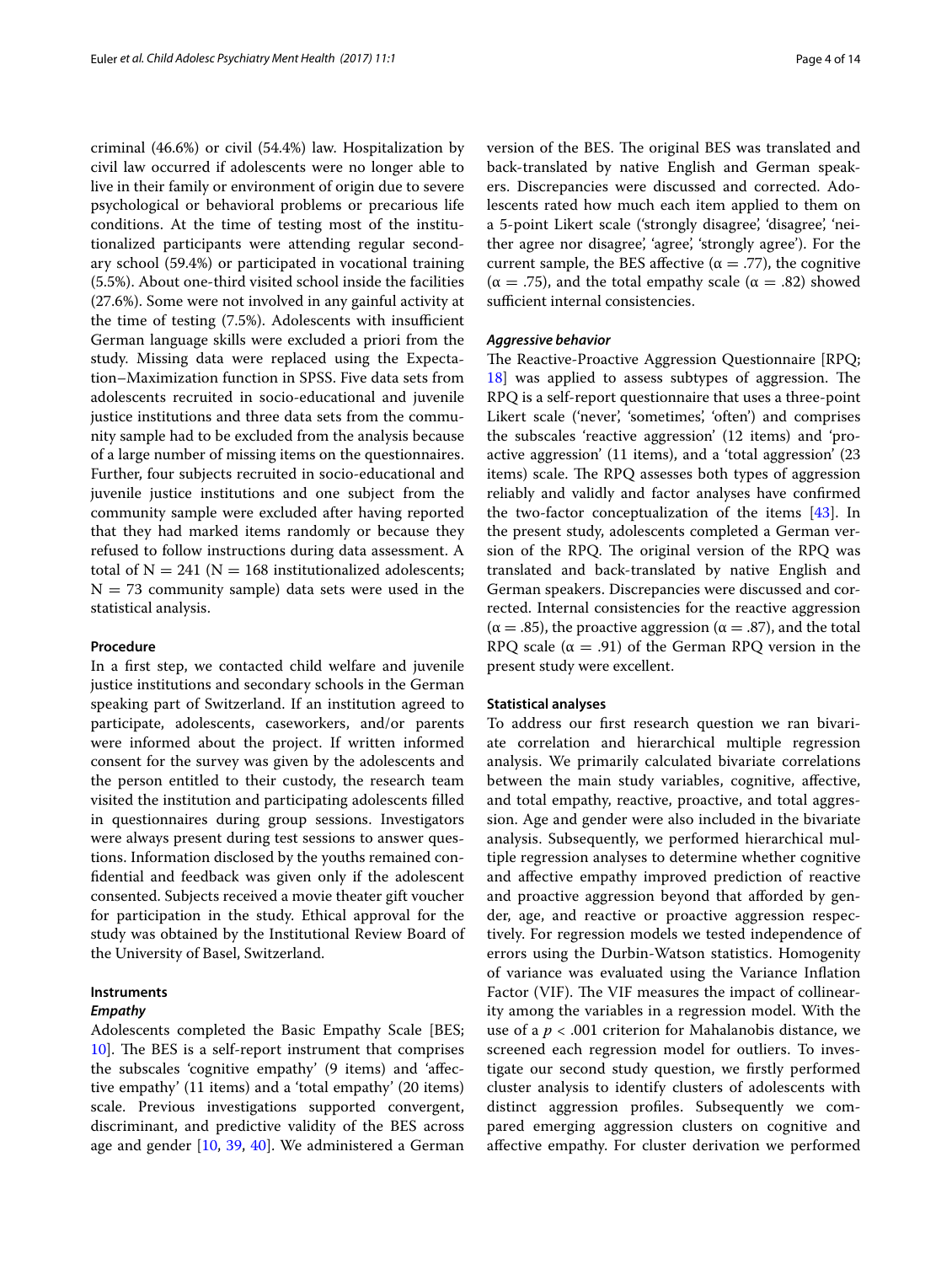criminal (46.6%) or civil (54.4%) law. Hospitalization by civil law occurred if adolescents were no longer able to live in their family or environment of origin due to severe psychological or behavioral problems or precarious life conditions. At the time of testing most of the institutionalized participants were attending regular secondary school (59.4%) or participated in vocational training (5.5%). About one-third visited school inside the facilities (27.6%). Some were not involved in any gainful activity at the time of testing (7.5%). Adolescents with insufficient German language skills were excluded a priori from the study. Missing data were replaced using the Expectation–Maximization function in SPSS. Five data sets from adolescents recruited in socio-educational and juvenile justice institutions and three data sets from the community sample had to be excluded from the analysis because of a large number of missing items on the questionnaires. Further, four subjects recruited in socio-educational and juvenile justice institutions and one subject from the community sample were excluded after having reported that they had marked items randomly or because they refused to follow instructions during data assessment. A total of $N = 241$ ($N = 168$ institutionalized adolescents; $N = 73$ community sample) data sets were used in the statistical analysis.

### Procedure

In a first step, we contacted child welfare and juvenile justice institutions and secondary schools in the German speaking part of Switzerland. If an institution agreed to participate, adolescents, caseworkers, and/or parents were informed about the project. If written informed consent for the survey was given by the adolescents and the person entitled to their custody, the research team visited the institution and participating adolescents filled in questionnaires during group sessions. Investigators were always present during test sessions to answer questions. Information disclosed by the youths remained confidential and feedback was given only if the adolescent consented. Subjects received a movie theater gift voucher for participation in the study. Ethical approval for the study was obtained by the Institutional Review Board of the University of Basel, Switzerland.

### Instruments

#### *Empathy*

Adolescents completed the Basic Empathy Scale [BES; 10]. The BES is a self-report instrument that comprises the subscales 'cognitive empathy' (9 items) and 'affective empathy' (11 items) and a 'total empathy' (20 items) scale. Previous investigations supported convergent, discriminant, and predictive validity of the BES across age and gender [10, 39, 40]. We administered a German version of the BES. The original BES was translated and back-translated by native English and German speakers. Discrepancies were discussed and corrected. Adolescents rated how much each item applied to them on a 5-point Likert scale ('strongly disagree', 'disagree', 'neither agree nor disagree', 'agree', 'strongly agree'). For the current sample, the BES affective ($\alpha = .77$), the cognitive ($\alpha = .75$), and the total empathy scale ($\alpha = .82$) showed sufficient internal consistencies.

#### *Aggressive behavior*

The Reactive-Proactive Aggression Questionnaire [RPQ; 18] was applied to assess subtypes of aggression. The RPQ is a self-report questionnaire that uses a three-point Likert scale ('never', 'sometimes', 'often') and comprises the subscales 'reactive aggression' (12 items) and 'proactive aggression' (11 items), and a 'total aggression' (23 items) scale. The RPQ assesses both types of aggression reliably and validly and factor analyses have confirmed the two-factor conceptualization of the items [43]. In the present study, adolescents completed a German version of the RPQ. The original version of the RPQ was translated and back-translated by native English and German speakers. Discrepancies were discussed and corrected. Internal consistencies for the reactive aggression ($\alpha = .85$), the proactive aggression ($\alpha = .87$), and the total RPQ scale ($\alpha = .91$) of the German RPQ version in the present study were excellent.

### Statistical analyses

To address our first research question we ran bivariate correlation and hierarchical multiple regression analysis. We primarily calculated bivariate correlations between the main study variables, cognitive, affective, and total empathy, reactive, proactive, and total aggression. Age and gender were also included in the bivariate analysis. Subsequently, we performed hierarchical multiple regression analyses to determine whether cognitive and affective empathy improved prediction of reactive and proactive aggression beyond that afforded by gender, age, and reactive or proactive aggression respectively. For regression models we tested independence of errors using the Durbin-Watson statistics. Homogenity of variance was evaluated using the Variance Inflation Factor (VIF). The VIF measures the impact of collinearity among the variables in a regression model. With the use of a $p < .001$ criterion for Mahalanobis distance, we screened each regression model for outliers. To investigate our second study question, we firstly performed cluster analysis to identify clusters of adolescents with distinct aggression profiles. Subsequently we compared emerging aggression clusters on cognitive and affective empathy. For cluster derivation we performed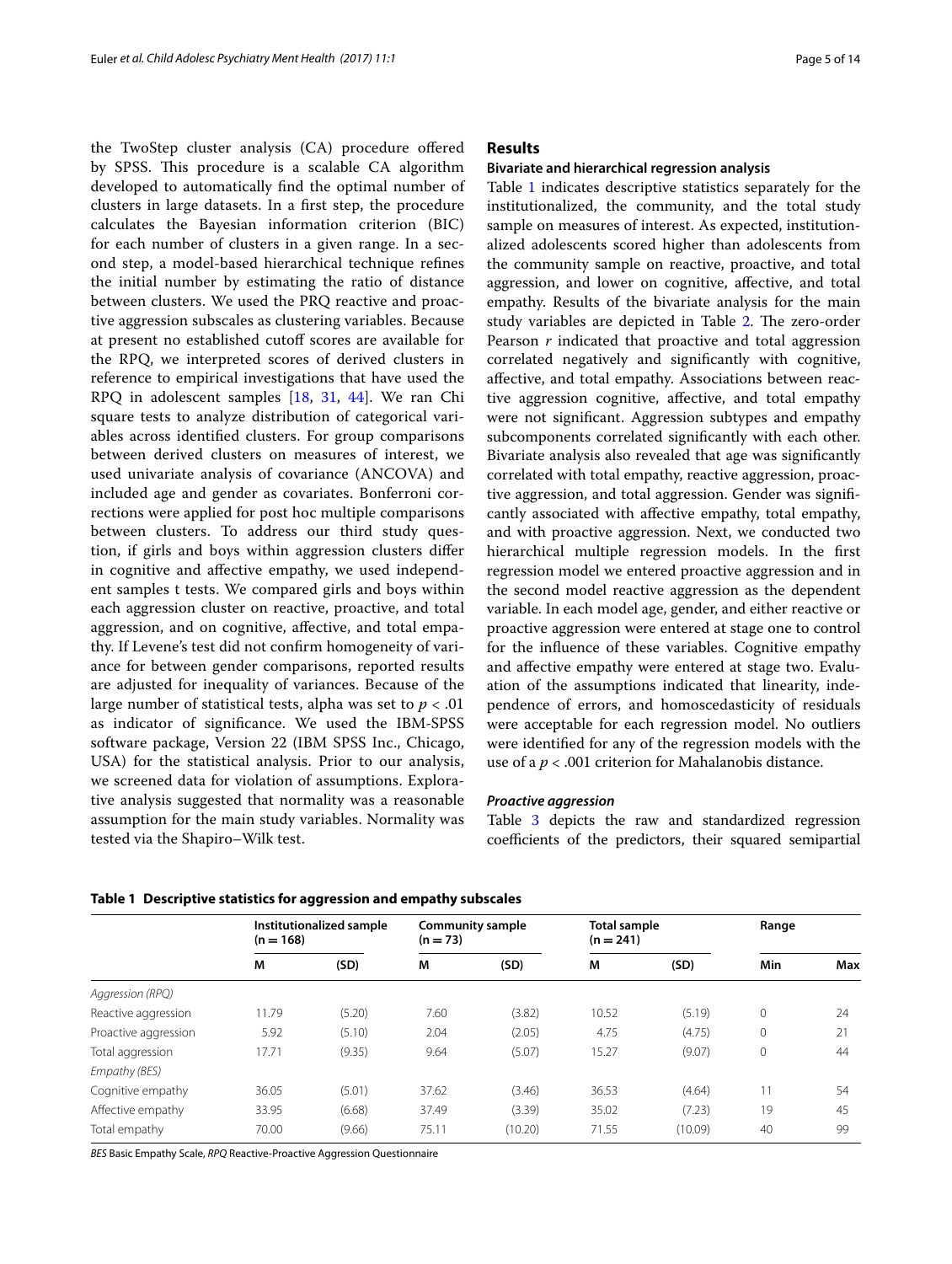the TwoStep cluster analysis (CA) procedure offered by SPSS. This procedure is a scalable CA algorithm developed to automatically find the optimal number of clusters in large datasets. In a first step, the procedure calculates the Bayesian information criterion (BIC) for each number of clusters in a given range. In a second step, a model-based hierarchical technique refines the initial number by estimating the ratio of distance between clusters. We used the PRQ reactive and proactive aggression subscales as clustering variables. Because at present no established cutoff scores are available for the RPQ, we interpreted scores of derived clusters in reference to empirical investigations that have used the RPQ in adolescent samples [18, 31, 44]. We ran Chi square tests to analyze distribution of categorical variables across identified clusters. For group comparisons between derived clusters on measures of interest, we used univariate analysis of covariance (ANCOVA) and included age and gender as covariates. Bonferroni corrections were applied for post hoc multiple comparisons between clusters. To address our third study question, if girls and boys within aggression clusters differ in cognitive and affective empathy, we used independent samples t tests. We compared girls and boys within each aggression cluster on reactive, proactive, and total aggression, and on cognitive, affective, and total empathy. If Levene's test did not confirm homogeneity of variance for between gender comparisons, reported results are adjusted for inequality of variances. Because of the large number of statistical tests, alpha was set to $p < .01$ as indicator of significance. We used the IBM-SPSS software package, Version 22 (IBM SPSS Inc., Chicago, USA) for the statistical analysis. Prior to our analysis, we screened data for violation of assumptions. Explorative analysis suggested that normality was a reasonable assumption for the main study variables. Normality was tested via the Shapiro–Wilk test.

## Results

### Bivariate and hierarchical regression analysis

Table 1 indicates descriptive statistics separately for the institutionalized, the community, and the total study sample on measures of interest. As expected, institutionalized adolescents scored higher than adolescents from the community sample on reactive, proactive, and total aggression, and lower on cognitive, affective, and total empathy. Results of the bivariate analysis for the main study variables are depicted in Table 2. The zero-order Pearson *r* indicated that proactive and total aggression correlated negatively and significantly with cognitive, affective, and total empathy. Associations between reactive aggression cognitive, affective, and total empathy were not significant. Aggression subtypes and empathy subcomponents correlated significantly with each other. Bivariate analysis also revealed that age was significantly correlated with total empathy, reactive aggression, proactive aggression, and total aggression. Gender was significantly associated with affective empathy, total empathy, and with proactive aggression. Next, we conducted two hierarchical multiple regression models. In the first regression model we entered proactive aggression and in the second model reactive aggression as the dependent variable. In each model age, gender, and either reactive or proactive aggression were entered at stage one to control for the influence of these variables. Cognitive empathy and affective empathy were entered at stage two. Evaluation of the assumptions indicated that linearity, independence of errors, and homoscedasticity of residuals were acceptable for each regression model. No outliers were identified for any of the regression models with the use of a $p < .001$ criterion for Mahalanobis distance.

#### *Proactive aggression*

Table 3 depicts the raw and standardized regression coefficients of the predictors, their squared semipartial

**Table 1 Descriptive statistics for aggression and empathy subscales**

| | Institutionalized sample (n = 168) | | Community sample (n = 73) | | Total sample (n = 241) | | Range | |
|---|---|---|---|---|---|---|---|---|
| | M | (SD) | M | (SD) | M | (SD) | Min | Max |
| *Aggression (RPQ)* | | | | | | | | |
| Reactive aggression | 11.79 | (5.20) | 7.60 | (3.82) | 10.52 | (5.19) | 0 | 24 |
| Proactive aggression | 5.92 | (5.10) | 2.04 | (2.05) | 4.75 | (4.75) | 0 | 21 |
| Total aggression | 17.71 | (9.35) | 9.64 | (5.07) | 15.27 | (9.07) | 0 | 44 |
| *Empathy (BES)* | | | | | | | | |
| Cognitive empathy | 36.05 | (5.01) | 37.62 | (3.46) | 36.53 | (4.64) | 11 | 54 |
| Affective empathy | 33.95 | (6.68) | 37.49 | (3.39) | 35.02 | (7.23) | 19 | 45 |
| Total empathy | 70.00 | (9.66) | 75.11 | (10.20) | 71.55 | (10.09) | 40 | 99 |

*BES* Basic Empathy Scale, *RPQ* Reactive-Proactive Aggression Questionnaire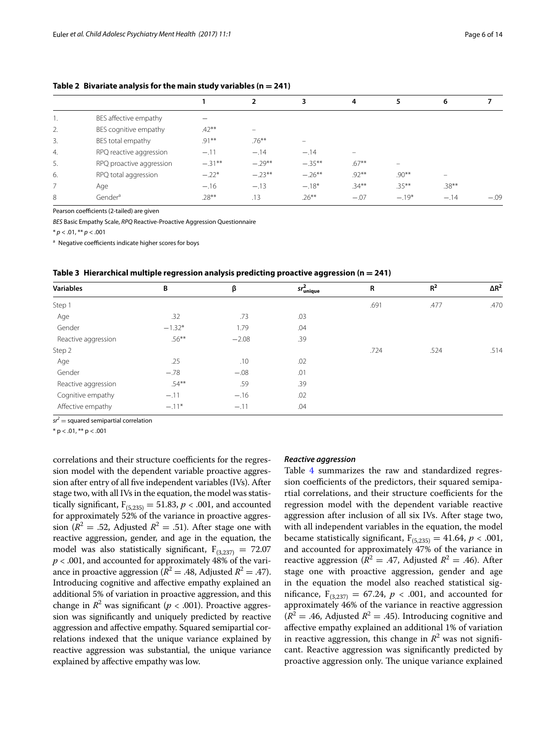**Table 2 Bivariate analysis for the main study variables (n = 241)**

| | | 1 | 2 | 3 | 4 | 5 | 6 | 7 |
|---|---|---|---|---|---|---|---|---|
| 1. | BES affective empathy | – | | | | | | |
| 2. | BES cognitive empathy | .42** | – | | | | | |
| 3. | BES total empathy | .91** | .76** | – | | | | |
| 4. | RPQ reactive aggression | −.11 | −.14 | −.14 | – | | | |
| 5. | RPQ proactive aggression | −.31** | −.29** | −.35** | .67** | – | | |
| 6. | RPQ total aggression | −.22* | −.23** | −.26** | .92** | .90** | – | |
| 7 | Age | −.16 | −.13 | −.18* | .34** | .35** | .38** | |
| 8 | Gender[a] | .28** | .13 | .26** | −.07 | −.19* | −.14 | −.09 |

Pearson coefficients (2-tailed) are given

*BES* Basic Empathy Scale, *RPQ* Reactive-Proactive Aggression Questionnaire

* $p < .01$, ** $p < .001$

[a] Negative coefficients indicate higher scores for boys

**Table 3 Hierarchical multiple regression analysis predicting proactive aggression (n = 241)**

| Variables | B | β | $sr^2_{\text{unique}}$ | R | $R^2$ | $\Delta R^2$ |
|---|---|---|---|---|---|---|
| Step 1 | | | | .691 | .477 | .470 |
| Age | .32 | .73 | .03 | | | |
| Gender | −1.32* | 1.79 | .04 | | | |
| Reactive aggression | .56** | −2.08 | .39 | | | |
| Step 2 | | | | .724 | .524 | .514 |
| Age | .25 | .10 | .02 | | | |
| Gender | −.78 | −.08 | .01 | | | |
| Reactive aggression | .54** | .59 | .39 | | | |
| Cognitive empathy | −.11 | −.16 | .02 | | | |
| Affective empathy | −.11* | −.11 | .04 | | | |

$sr^2$ = squared semipartial correlation

* p < .01, ** p < .001

correlations and their structure coefficients for the regression model with the dependent variable proactive aggression after entry of all five independent variables (IVs). After stage two, with all IVs in the equation, the model was statistically significant, $F_{(5,235)} = 51.83$, $p < .001$, and accounted for approximately 52% of the variance in proactive aggression ($R^2 = .52$, Adjusted $R^2 = .51$). After stage one with reactive aggression, gender, and age in the equation, the model was also statistically significant, $F_{(3,237)} = 72.07$ $p < .001$, and accounted for approximately 48% of the variance in proactive aggression ($R^2 = .48$, Adjusted $R^2 = .47$). Introducing cognitive and affective empathy explained an additional 5% of variation in proactive aggression, and this change in $R^2$ was significant ($p < .001$). Proactive aggression was significantly and uniquely predicted by reactive aggression and affective empathy. Squared semipartial correlations indexed that the unique variance explained by reactive aggression was substantial, the unique variance explained by affective empathy was low.

### *Reactive aggression*

Table 4 summarizes the raw and standardized regression coefficients of the predictors, their squared semipartial correlations, and their structure coefficients for the regression model with the dependent variable reactive aggression after inclusion of all six IVs. After stage two, with all independent variables in the equation, the model became statistically significant, $F_{(5,235)} = 41.64$, $p < .001$, and accounted for approximately 47% of the variance in reactive aggression ($R^2 = .47$, Adjusted $R^2 = .46$). After stage one with proactive aggression, gender and age in the equation the model also reached statistical significance, $F_{(3,237)} = 67.24$, $p < .001$, and accounted for approximately 46% of the variance in reactive aggression ($R^2 = .46$, Adjusted $R^2 = .45$). Introducing cognitive and affective empathy explained an additional 1% of variation in reactive aggression, this change in $R^2$ was not significant. Reactive aggression was significantly predicted by proactive aggression only. The unique variance explained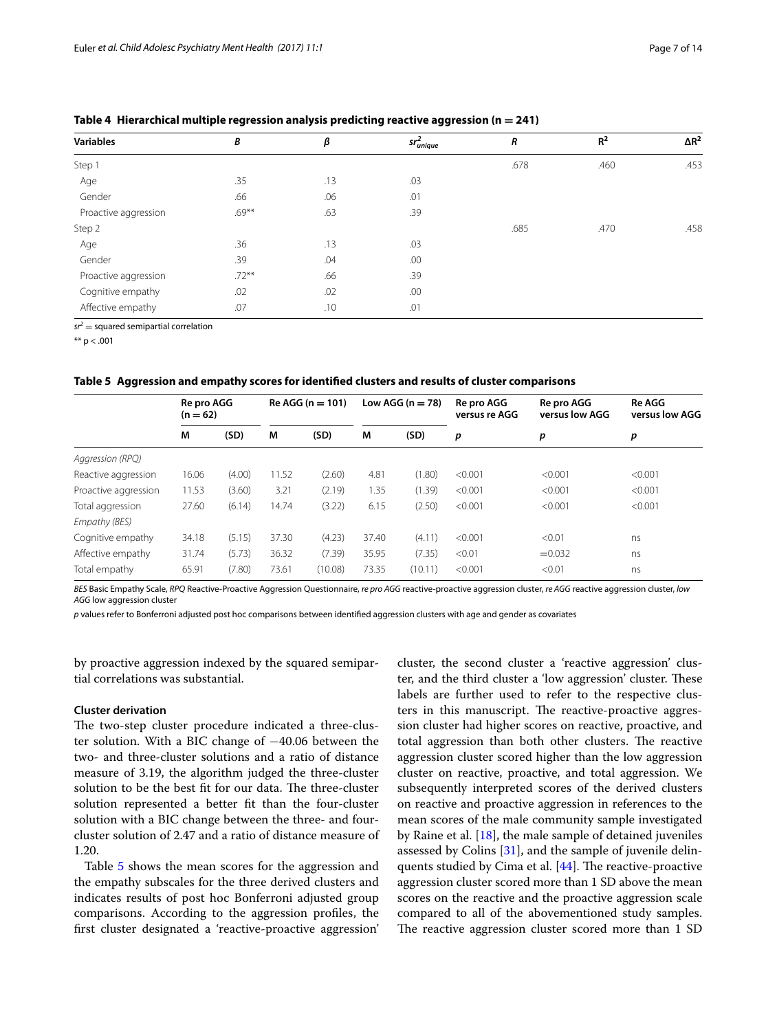**Table 4 Hierarchical multiple regression analysis predicting reactive aggression (n = 241)**

| Variables | B | β | $sr^2_{unique}$ | R | $R^2$ | $\Delta R^2$ |
|---|---|---|---|---|---|---|
| Step 1 | | | | .678 | .460 | .453 |
| Age | .35 | .13 | .03 | | | |
| Gender | .66 | .06 | .01 | | | |
| Proactive aggression | .69** | .63 | .39 | | | |
| Step 2 | | | | .685 | .470 | .458 |
| Age | .36 | .13 | .03 | | | |
| Gender | .39 | .04 | .00 | | | |
| Proactive aggression | .72** | .66 | .39 | | | |
| Cognitive empathy | .02 | .02 | .00 | | | |
| Affective empathy | .07 | .10 | .01 | | | |

$sr^2$ = squared semipartial correlation

** p < .001

**Table 5 Aggression and empathy scores for identified clusters and results of cluster comparisons**

| | Re pro AGG (n = 62) | | Re AGG (n = 101) | | Low AGG (n = 78) | | Re pro AGG versus re AGG | Re pro AGG versus low AGG | Re AGG versus low AGG |
|---|---|---|---|---|---|---|---|---|---|
| | M | (SD) | M | (SD) | M | (SD) | p | p | p |
| *Aggression (RPQ)* | | | | | | | | | |
| Reactive aggression | 16.06 | (4.00) | 11.52 | (2.60) | 4.81 | (1.80) | <0.001 | <0.001 | <0.001 |
| Proactive aggression | 11.53 | (3.60) | 3.21 | (2.19) | 1.35 | (1.39) | <0.001 | <0.001 | <0.001 |
| Total aggression | 27.60 | (6.14) | 14.74 | (3.22) | 6.15 | (2.50) | <0.001 | <0.001 | <0.001 |
| *Empathy (BES)* | | | | | | | | | |
| Cognitive empathy | 34.18 | (5.15) | 37.30 | (4.23) | 37.40 | (4.11) | <0.001 | <0.01 | ns |
| Affective empathy | 31.74 | (5.73) | 36.32 | (7.39) | 35.95 | (7.35) | <0.01 | =0.032 | ns |
| Total empathy | 65.91 | (7.80) | 73.61 | (10.08) | 73.35 | (10.11) | <0.001 | <0.01 | ns |

*BES* Basic Empathy Scale, *RPQ* Reactive-Proactive Aggression Questionnaire, *re pro AGG* reactive-proactive aggression cluster, *re AGG* reactive aggression cluster, *low AGG* low aggression cluster

*p* values refer to Bonferroni adjusted post hoc comparisons between identified aggression clusters with age and gender as covariates

by proactive aggression indexed by the squared semipartial correlations was substantial.

### Cluster derivation

The two-step cluster procedure indicated a three-cluster solution. With a BIC change of −40.06 between the two- and three-cluster solutions and a ratio of distance measure of 3.19, the algorithm judged the three-cluster solution to be the best fit for our data. The three-cluster solution represented a better fit than the four-cluster solution with a BIC change between the three- and four-cluster solution of 2.47 and a ratio of distance measure of 1.20.

Table 5 shows the mean scores for the aggression and the empathy subscales for the three derived clusters and indicates results of post hoc Bonferroni adjusted group comparisons. According to the aggression profiles, the first cluster designated a 'reactive-proactive aggression' cluster, the second cluster a 'reactive aggression' cluster, and the third cluster a 'low aggression' cluster. These labels are further used to refer to the respective clusters in this manuscript. The reactive-proactive aggression cluster had higher scores on reactive, proactive, and total aggression than both other clusters. The reactive aggression cluster scored higher than the low aggression cluster on reactive, proactive, and total aggression. We subsequently interpreted scores of the derived clusters on reactive and proactive aggression in references to the mean scores of the male community sample investigated by Raine et al. [18], the male sample of detained juveniles assessed by Colins [31], and the sample of juvenile delinquents studied by Cima et al. [44]. The reactive-proactive aggression cluster scored more than 1 SD above the mean scores on the reactive and the proactive aggression scale compared to all of the abovementioned study samples. The reactive aggression cluster scored more than 1 SD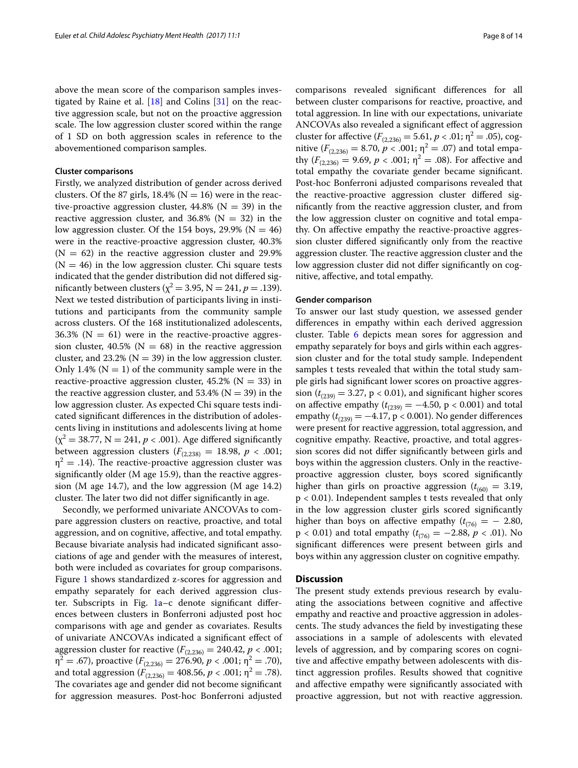above the mean score of the comparison samples investigated by Raine et al. [18] and Colins [31] on the reactive aggression scale, but not on the proactive aggression scale. The low aggression cluster scored within the range of 1 SD on both aggression scales in reference to the abovementioned comparison samples.

#### Cluster comparisons

Firstly, we analyzed distribution of gender across derived clusters. Of the 87 girls, 18.4% (N = 16) were in the reactive-proactive aggression cluster, 44.8% (N = 39) in the reactive aggression cluster, and 36.8% (N = 32) in the low aggression cluster. Of the 154 boys, 29.9% (N = 46) were in the reactive-proactive aggression cluster, 40.3% (N = 62) in the reactive aggression cluster and 29.9% (N = 46) in the low aggression cluster. Chi square tests indicated that the gender distribution did not differed significantly between clusters ($\chi^2 = 3.95$, N = 241, $p = .139$). Next we tested distribution of participants living in institutions and participants from the community sample across clusters. Of the 168 institutionalized adolescents, 36.3% (N = 61) were in the reactive-proactive aggression cluster, 40.5% (N = 68) in the reactive aggression cluster, and 23.2% (N = 39) in the low aggression cluster. Only 1.4% (N = 1) of the community sample were in the reactive-proactive aggression cluster, 45.2% (N = 33) in the reactive aggression cluster, and 53.4% (N = 39) in the low aggression cluster. As expected Chi square tests indicated significant differences in the distribution of adolescents living in institutions and adolescents living at home ($\chi^2 = 38.77$, N = 241, $p < .001$). Age differed significantly between aggression clusters ($F_{(2,238)} = 18.98$, $p < .001$; $\eta^2 = .14$). The reactive-proactive aggression cluster was significantly older (M age 15.9), than the reactive aggression (M age 14.7), and the low aggression (M age 14.2) cluster. The later two did not differ significantly in age.

Secondly, we performed univariate ANCOVAs to compare aggression clusters on reactive, proactive, and total aggression, and on cognitive, affective, and total empathy. Because bivariate analysis had indicated significant associations of age and gender with the measures of interest, both were included as covariates for group comparisons. Figure 1 shows standardized z-scores for aggression and empathy separately for each derived aggression cluster. Subscripts in Fig. 1a–c denote significant differences between clusters in Bonferroni adjusted post hoc comparisons with age and gender as covariates. Results of univariate ANCOVAs indicated a significant effect of aggression cluster for reactive ($F_{(2,236)} = 240.42$, $p < .001$; $\eta^2 = .67$), proactive ($F_{(2,236)} = 276.90$, $p < .001$; $\eta^2 = .70$), and total aggression ($F_{(2,236)} = 408.56$, $p < .001$; $\eta^2 = .78$). The covariates age and gender did not become significant for aggression measures. Post-hoc Bonferroni adjusted comparisons revealed significant differences for all between cluster comparisons for reactive, proactive, and total aggression. In line with our expectations, univariate ANCOVAs also revealed a significant effect of aggression cluster for affective ($F_{(2,236)} = 5.61$, $p < .01$; $\eta^2 = .05$), cognitive ($F_{(2,236)} = 8.70$, $p < .001$; $\eta^2 = .07$) and total empathy ($F_{(2,236)} = 9.69$, $p < .001$; $\eta^2 = .08$). For affective and total empathy the covariate gender became significant. Post-hoc Bonferroni adjusted comparisons revealed that the reactive-proactive aggression cluster differed significantly from the reactive aggression cluster, and from the low aggression cluster on cognitive and total empathy. On affective empathy the reactive-proactive aggression cluster differed significantly only from the reactive aggression cluster. The reactive aggression cluster and the low aggression cluster did not differ significantly on cognitive, affective, and total empathy.

#### Gender comparison

To answer our last study question, we assessed gender differences in empathy within each derived aggression cluster. Table 6 depicts mean sores for aggression and empathy separately for boys and girls within each aggression cluster and for the total study sample. Independent samples t tests revealed that within the total study sample girls had significant lower scores on proactive aggression ($t_{(239)} = 3.27$, $p < 0.01$), and significant higher scores on affective empathy ($t_{(239)} = -4.50$, $p < 0.001$) and total empathy ($t_{(239)} = -4.17$, $p < 0.001$). No gender differences were present for reactive aggression, total aggression, and cognitive empathy. Reactive, proactive, and total aggression scores did not differ significantly between girls and boys within the aggression clusters. Only in the reactive-proactive aggression cluster, boys scored significantly higher than girls on proactive aggression ($t_{(60)} = 3.19$, $p < 0.01$). Independent samples t tests revealed that only in the low aggression cluster girls scored significantly higher than boys on affective empathy ($t_{(76)} = -2.80$, $p < 0.01$) and total empathy ($t_{(76)} = -2.88$, $p < .01$). No significant differences were present between girls and boys within any aggression cluster on cognitive empathy.

## Discussion

The present study extends previous research by evaluating the associations between cognitive and affective empathy and reactive and proactive aggression in adolescents. The study advances the field by investigating these associations in a sample of adolescents with elevated levels of aggression, and by comparing scores on cognitive and affective empathy between adolescents with distinct aggression profiles. Results showed that cognitive and affective empathy were significantly associated with proactive aggression, but not with reactive aggression.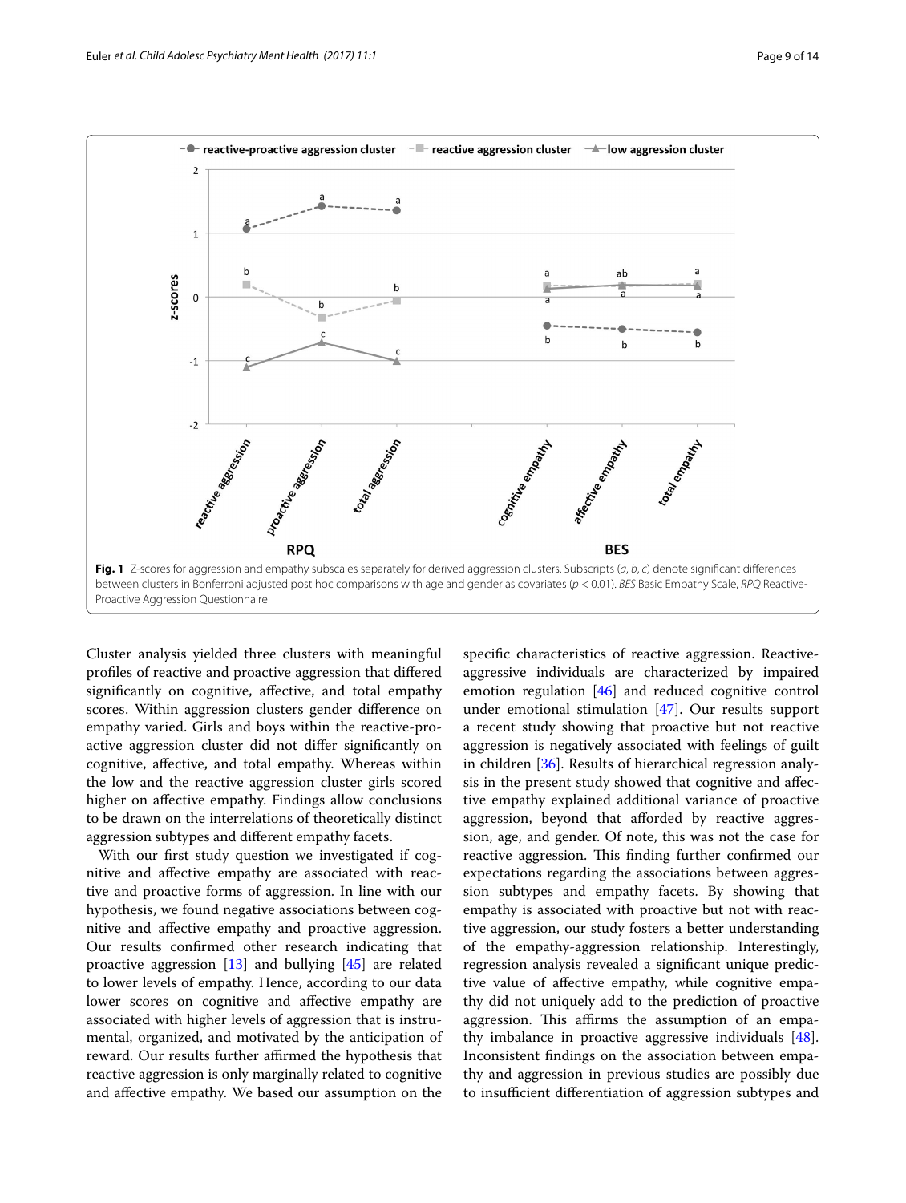**Fig. 1** Z-scores for aggression and empathy subscales separately for derived aggression clusters. Subscripts (*a*, *b*, *c*) denote significant differences between clusters in Bonferroni adjusted post hoc comparisons with age and gender as covariates ($p < 0.01$). *BES* Basic Empathy Scale, *RPQ* Reactive-Proactive Aggression Questionnaire

Cluster analysis yielded three clusters with meaningful profiles of reactive and proactive aggression that differed significantly on cognitive, affective, and total empathy scores. Within aggression clusters gender difference on empathy varied. Girls and boys within the reactive-proactive aggression cluster did not differ significantly on cognitive, affective, and total empathy. Whereas within the low and the reactive aggression cluster girls scored higher on affective empathy. Findings allow conclusions to be drawn on the interrelations of theoretically distinct aggression subtypes and different empathy facets.

With our first study question we investigated if cognitive and affective empathy are associated with reactive and proactive forms of aggression. In line with our hypothesis, we found negative associations between cognitive and affective empathy and proactive aggression. Our results confirmed other research indicating that proactive aggression [13] and bullying [45] are related to lower levels of empathy. Hence, according to our data lower scores on cognitive and affective empathy are associated with higher levels of aggression that is instrumental, organized, and motivated by the anticipation of reward. Our results further affirmed the hypothesis that reactive aggression is only marginally related to cognitive and affective empathy. We based our assumption on the specific characteristics of reactive aggression. Reactive-aggressive individuals are characterized by impaired emotion regulation [46] and reduced cognitive control under emotional stimulation [47]. Our results support a recent study showing that proactive but not reactive aggression is negatively associated with feelings of guilt in children [36]. Results of hierarchical regression analysis in the present study showed that cognitive and affective empathy explained additional variance of proactive aggression, beyond that afforded by reactive aggression, age, and gender. Of note, this was not the case for reactive aggression. This finding further confirmed our expectations regarding the associations between aggression subtypes and empathy facets. By showing that empathy is associated with proactive but not with reactive aggression, our study fosters a better understanding of the empathy-aggression relationship. Interestingly, regression analysis revealed a significant unique predictive value of affective empathy, while cognitive empathy did not uniquely add to the prediction of proactive aggression. This affirms the assumption of an empathy imbalance in proactive aggressive individuals [48]. Inconsistent findings on the association between empathy and aggression in previous studies are possibly due to insufficient differentiation of aggression subtypes and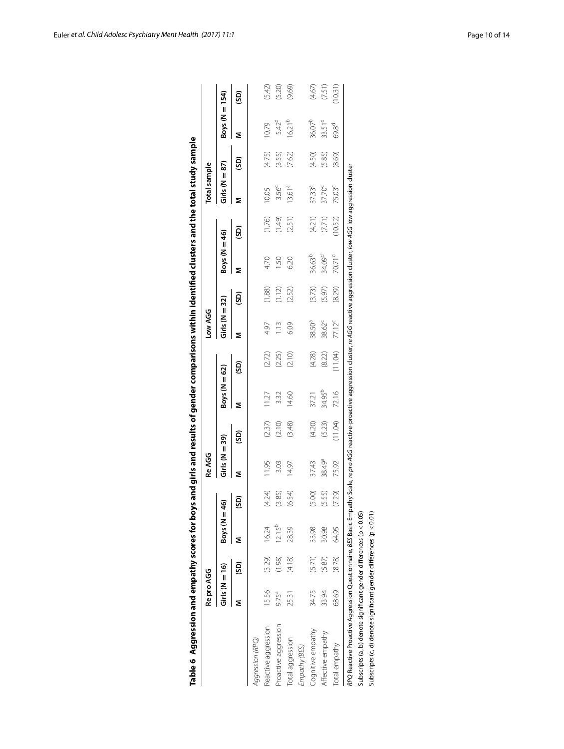**Table 6 Aggression and empathy scores for boys and girls and results of gender comparisons within identified clusters and the total study sample**

| | Re pro AGG | | | | Re AGG | | | | Low AGG | | | | Total sample | | | |
|---|---|---|---|---|---|---|---|---|---|---|---|---|---|---|---|---|
| | Girls (N = 16) | | Boys (N = 46) | | Girls (N = 39) | | Boys (N = 62) | | Girls (N = 32) | | Boys (N = 46) | | Girls (N = 87) | | Boys (N = 154) | |
| | M | (SD) | M | (SD) | M | (SD) | M | (SD) | M | (SD) | M | (SD) | M | (SD) | M | (SD) |
| *Aggression (RPQ)* | | | | | | | | | | | | | | | | |
| Reactive aggression | 15.56 | (3.29) | 16.24 | (4.24) | 11.95 | (2.37) | 11.27 | (2.72) | 4.97 | (1.88) | 4.70 | (1.76) | 10.05 | (4.75) | 10.79 | (5.42) |
| Proactive aggression | 9.75[a] | (1.98) | 12.15[b] | (3.85) | 3.03 | (2.10) | 3.32 | (2.25) | 1.13 | (1.12) | 1.50 | (1.49) | 3.56[c] | (3.55) | 5.42[d] | (5.20) |
| Total aggression | 25.31 | (4.18) | 28.39 | (6.54) | 14.97 | (3.48) | 14.60 | (2.10) | 6.09 | (2.52) | 6.20 | (2.51) | 13.61[a] | (7.62) | 16.21[b] | (9.69) |
| *Empathy (BES)* | | | | | | | | | | | | | | | | |
| Cognitive empathy | 34.75 | (5.71) | 33.98 | (5.00) | 37.43 | (4.20) | 37.21 | (4.28) | 38.50[a] | (3.73) | 36.63[b] | (4.21) | 37.33[a] | (4.50) | 36.07[b] | (4.67) |
| Affective empathy | 33.94 | (5.87) | 30.98 | (5.55) | 38.49[a] | (5.23) | 34.95[b] | (8.22) | 38.62[c] | (5.97) | 34.09[d] | (7.71) | 37.70[c] | (5.85) | 33.51[d] | (7.51) |
| Total empathy | 68.69 | (8.78) | 64.95 | (7.29) | 75.92 | (11.04) | 72.16 | (11.04) | 77.12[c] | (8.29) | 70.71[d] | (10.52) | 75.03[c] | (8.69) | 69.8[d] | (10.31) |

*RPQ* Reactive Proactive Aggression Questionnaire, *BES* Basic Empathy Scale, *re pro AGG* reactive-proactive aggression cluster, *re AGG* reactive aggression cluster, *low AGG* low aggression cluster

Subscripts (a, b) denote significant gender differences ($p < 0.05$)

Subscripts (c, d) denote significant gender differences ($p < 0.01$)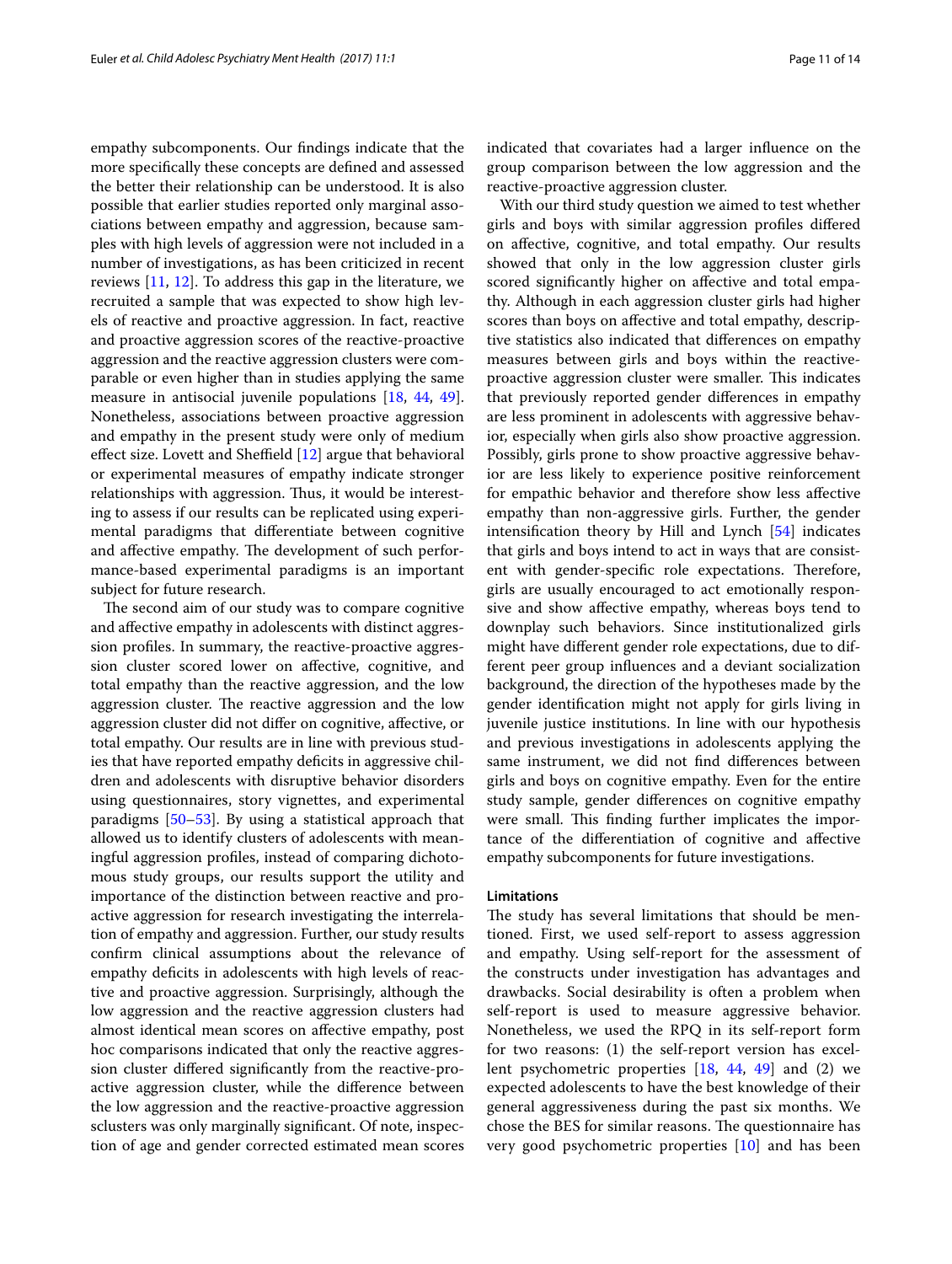empathy subcomponents. Our findings indicate that the more specifically these concepts are defined and assessed the better their relationship can be understood. It is also possible that earlier studies reported only marginal associations between empathy and aggression, because samples with high levels of aggression were not included in a number of investigations, as has been criticized in recent reviews [11, 12]. To address this gap in the literature, we recruited a sample that was expected to show high levels of reactive and proactive aggression. In fact, reactive and proactive aggression scores of the reactive-proactive aggression and the reactive aggression clusters were comparable or even higher than in studies applying the same measure in antisocial juvenile populations [18, 44, 49]. Nonetheless, associations between proactive aggression and empathy in the present study were only of medium effect size. Lovett and Sheffield [12] argue that behavioral or experimental measures of empathy indicate stronger relationships with aggression. Thus, it would be interesting to assess if our results can be replicated using experimental paradigms that differentiate between cognitive and affective empathy. The development of such performance-based experimental paradigms is an important subject for future research.

The second aim of our study was to compare cognitive and affective empathy in adolescents with distinct aggression profiles. In summary, the reactive-proactive aggression cluster scored lower on affective, cognitive, and total empathy than the reactive aggression, and the low aggression cluster. The reactive aggression and the low aggression cluster did not differ on cognitive, affective, or total empathy. Our results are in line with previous studies that have reported empathy deficits in aggressive children and adolescents with disruptive behavior disorders using questionnaires, story vignettes, and experimental paradigms [50–53]. By using a statistical approach that allowed us to identify clusters of adolescents with meaningful aggression profiles, instead of comparing dichotomous study groups, our results support the utility and importance of the distinction between reactive and proactive aggression for research investigating the interrelation of empathy and aggression. Further, our study results confirm clinical assumptions about the relevance of empathy deficits in adolescents with high levels of reactive and proactive aggression. Surprisingly, although the low aggression and the reactive aggression clusters had almost identical mean scores on affective empathy, post hoc comparisons indicated that only the reactive aggression cluster differed significantly from the reactive-proactive aggression cluster, while the difference between the low aggression and the reactive-proactive aggression sclusters was only marginally significant. Of note, inspection of age and gender corrected estimated mean scores indicated that covariates had a larger influence on the group comparison between the low aggression and the reactive-proactive aggression cluster.

With our third study question we aimed to test whether girls and boys with similar aggression profiles differed on affective, cognitive, and total empathy. Our results showed that only in the low aggression cluster girls scored significantly higher on affective and total empathy. Although in each aggression cluster girls had higher scores than boys on affective and total empathy, descriptive statistics also indicated that differences on empathy measures between girls and boys within the reactive-proactive aggression cluster were smaller. This indicates that previously reported gender differences in empathy are less prominent in adolescents with aggressive behavior, especially when girls also show proactive aggression. Possibly, girls prone to show proactive aggressive behavior are less likely to experience positive reinforcement for empathic behavior and therefore show less affective empathy than non-aggressive girls. Further, the gender intensification theory by Hill and Lynch [54] indicates that girls and boys intend to act in ways that are consistent with gender-specific role expectations. Therefore, girls are usually encouraged to act emotionally responsive and show affective empathy, whereas boys tend to downplay such behaviors. Since institutionalized girls might have different gender role expectations, due to different peer group influences and a deviant socialization background, the direction of the hypotheses made by the gender identification might not apply for girls living in juvenile justice institutions. In line with our hypothesis and previous investigations in adolescents applying the same instrument, we did not find differences between girls and boys on cognitive empathy. Even for the entire study sample, gender differences on cognitive empathy were small. This finding further implicates the importance of the differentiation of cognitive and affective empathy subcomponents for future investigations.

#### Limitations

The study has several limitations that should be mentioned. First, we used self-report to assess aggression and empathy. Using self-report for the assessment of the constructs under investigation has advantages and drawbacks. Social desirability is often a problem when self-report is used to measure aggressive behavior. Nonetheless, we used the RPQ in its self-report form for two reasons: (1) the self-report version has excellent psychometric properties [18, 44, 49] and (2) we expected adolescents to have the best knowledge of their general aggressiveness during the past six months. We chose the BES for similar reasons. The questionnaire has very good psychometric properties [10] and has been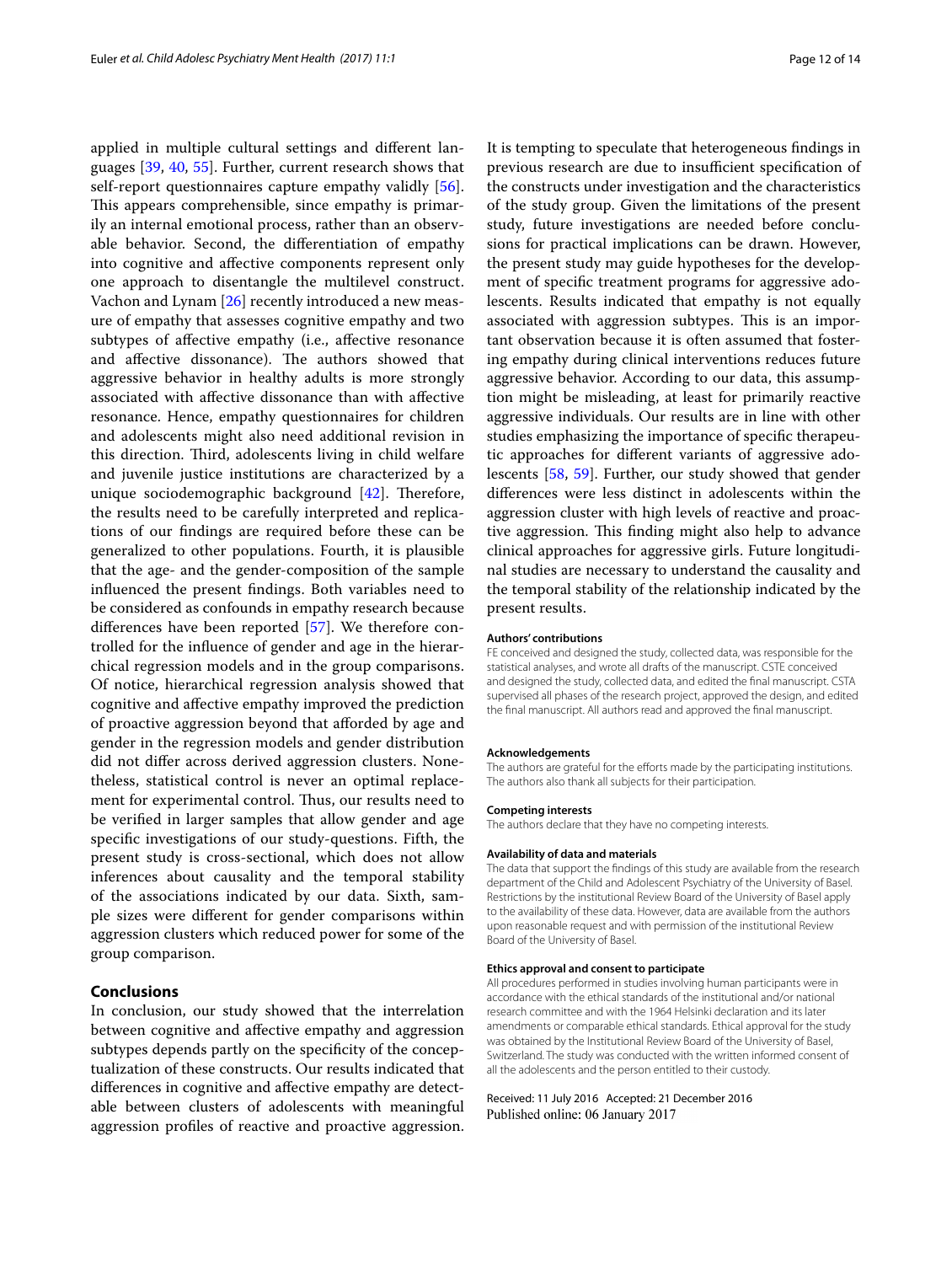applied in multiple cultural settings and different languages [39, 40, 55]. Further, current research shows that self-report questionnaires capture empathy validly [56]. This appears comprehensible, since empathy is primarily an internal emotional process, rather than an observable behavior. Second, the differentiation of empathy into cognitive and affective components represent only one approach to disentangle the multilevel construct. Vachon and Lynam [26] recently introduced a new measure of empathy that assesses cognitive empathy and two subtypes of affective empathy (i.e., affective resonance and affective dissonance). The authors showed that aggressive behavior in healthy adults is more strongly associated with affective dissonance than with affective resonance. Hence, empathy questionnaires for children and adolescents might also need additional revision in this direction. Third, adolescents living in child welfare and juvenile justice institutions are characterized by a unique sociodemographic background [42]. Therefore, the results need to be carefully interpreted and replications of our findings are required before these can be generalized to other populations. Fourth, it is plausible that the age- and the gender-composition of the sample influenced the present findings. Both variables need to be considered as confounds in empathy research because differences have been reported [57]. We therefore controlled for the influence of gender and age in the hierarchical regression models and in the group comparisons. Of notice, hierarchical regression analysis showed that cognitive and affective empathy improved the prediction of proactive aggression beyond that afforded by age and gender in the regression models and gender distribution did not differ across derived aggression clusters. Nonetheless, statistical control is never an optimal replacement for experimental control. Thus, our results need to be verified in larger samples that allow gender and age specific investigations of our study-questions. Fifth, the present study is cross-sectional, which does not allow inferences about causality and the temporal stability of the associations indicated by our data. Sixth, sample sizes were different for gender comparisons within aggression clusters which reduced power for some of the group comparison.

## Conclusions

In conclusion, our study showed that the interrelation between cognitive and affective empathy and aggression subtypes depends partly on the specificity of the conceptualization of these constructs. Our results indicated that differences in cognitive and affective empathy are detectable between clusters of adolescents with meaningful aggression profiles of reactive and proactive aggression. It is tempting to speculate that heterogeneous findings in previous research are due to insufficient specification of the constructs under investigation and the characteristics of the study group. Given the limitations of the present study, future investigations are needed before conclusions for practical implications can be drawn. However, the present study may guide hypotheses for the development of specific treatment programs for aggressive adolescents. Results indicated that empathy is not equally associated with aggression subtypes. This is an important observation because it is often assumed that fostering empathy during clinical interventions reduces future aggressive behavior. According to our data, this assumption might be misleading, at least for primarily reactive aggressive individuals. Our results are in line with other studies emphasizing the importance of specific therapeutic approaches for different variants of aggressive adolescents [58, 59]. Further, our study showed that gender differences were less distinct in adolescents within the aggression cluster with high levels of reactive and proactive aggression. This finding might also help to advance clinical approaches for aggressive girls. Future longitudinal studies are necessary to understand the causality and the temporal stability of the relationship indicated by the present results.

#### Authors' contributions

FE conceived and designed the study, collected data, was responsible for the statistical analyses, and wrote all drafts of the manuscript. CSTE conceived and designed the study, collected data, and edited the final manuscript. CSTA supervised all phases of the research project, approved the design, and edited the final manuscript. All authors read and approved the final manuscript.

#### Acknowledgements

The authors are grateful for the efforts made by the participating institutions. The authors also thank all subjects for their participation.

#### Competing interests

The authors declare that they have no competing interests.

#### Availability of data and materials

The data that support the findings of this study are available from the research department of the Child and Adolescent Psychiatry of the University of Basel. Restrictions by the institutional Review Board of the University of Basel apply to the availability of these data. However, data are available from the authors upon reasonable request and with permission of the institutional Review Board of the University of Basel.

#### Ethics approval and consent to participate

All procedures performed in studies involving human participants were in accordance with the ethical standards of the institutional and/or national research committee and with the 1964 Helsinki declaration and its later amendments or comparable ethical standards. Ethical approval for the study was obtained by the Institutional Review Board of the University of Basel, Switzerland. The study was conducted with the written informed consent of all the adolescents and the person entitled to their custody.

Received: 11 July 2016 Accepted: 21 December 2016
Published online: 06 January 2017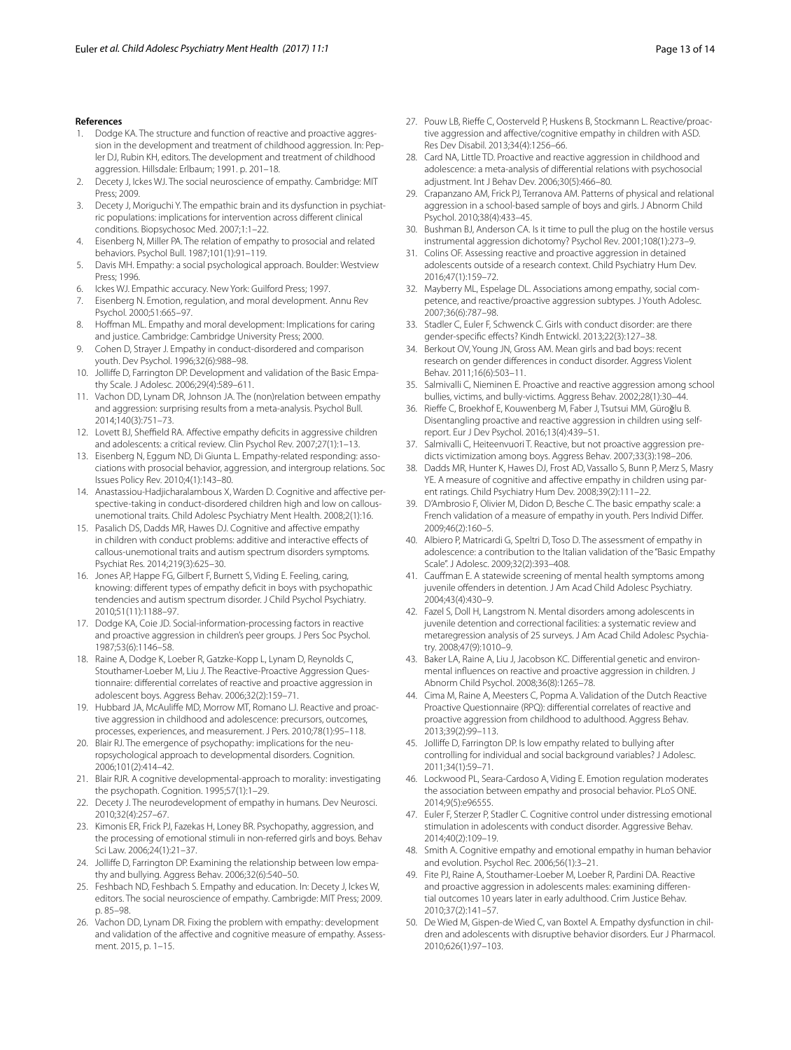## References

1. Dodge KA. The structure and function of reactive and proactive aggression in the development and treatment of childhood aggression. In: Pepler DJ, Rubin KH, editors. The development and treatment of childhood aggression. Hillsdale: Erlbaum; 1991. p. 201–18.
2. Decety J, Ickes WJ. The social neuroscience of empathy. Cambridge: MIT Press; 2009.
3. Decety J, Moriguchi Y. The empathic brain and its dysfunction in psychiatric populations: implications for intervention across different clinical conditions. Biopsychosoc Med. 2007;1:1–22.
4. Eisenberg N, Miller PA. The relation of empathy to prosocial and related behaviors. Psychol Bull. 1987;101(1):91–119.
5. Davis MH. Empathy: a social psychological approach. Boulder: Westview Press; 1996.
6. Ickes WJ. Empathic accuracy. New York: Guilford Press; 1997.
7. Eisenberg N. Emotion, regulation, and moral development. Annu Rev Psychol. 2000;51:665–97.
8. Hoffman ML. Empathy and moral development: Implications for caring and justice. Cambridge: Cambridge University Press; 2000.
9. Cohen D, Strayer J. Empathy in conduct-disordered and comparison youth. Dev Psychol. 1996;32(6):988–98.
10. Jolliffe D, Farrington DP. Development and validation of the Basic Empathy Scale. J Adolesc. 2006;29(4):589–611.
11. Vachon DD, Lynam DR, Johnson JA. The (non)relation between empathy and aggression: surprising results from a meta-analysis. Psychol Bull. 2014;140(3):751–73.
12. Lovett BJ, Sheffield RA. Affective empathy deficits in aggressive children and adolescents: a critical review. Clin Psychol Rev. 2007;27(1):1–13.
13. Eisenberg N, Eggum ND, Di Giunta L. Empathy-related responding: associations with prosocial behavior, aggression, and intergroup relations. Soc Issues Policy Rev. 2010;4(1):143–80.
14. Anastassiou-Hadjicharalambous X, Warden D. Cognitive and affective perspective-taking in conduct-disordered children high and low on callous-unemotional traits. Child Adolesc Psychiatry Ment Health. 2008;2(1):16.
15. Pasalich DS, Dadds MR, Hawes DJ. Cognitive and affective empathy in children with conduct problems: additive and interactive effects of callous-unemotional traits and autism spectrum disorders symptoms. Psychiat Res. 2014;219(3):625–30.
16. Jones AP, Happe FG, Gilbert F, Burnett S, Viding E. Feeling, caring, knowing: different types of empathy deficit in boys with psychopathic tendencies and autism spectrum disorder. J Child Psychol Psychiatry. 2010;51(11):1188–97.
17. Dodge KA, Coie JD. Social-information-processing factors in reactive and proactive aggression in children's peer groups. J Pers Soc Psychol. 1987;53(6):1146–58.
18. Raine A, Dodge K, Loeber R, Gatzke-Kopp L, Lynam D, Reynolds C, Stouthamer-Loeber M, Liu J. The Reactive-Proactive Aggression Questionnaire: differential correlates of reactive and proactive aggression in adolescent boys. Aggress Behav. 2006;32(2):159–71.
19. Hubbard JA, McAuliffe MD, Morrow MT, Romano LJ. Reactive and proactive aggression in childhood and adolescence: precursors, outcomes, processes, experiences, and measurement. J Pers. 2010;78(1):95–118.
20. Blair RJ. The emergence of psychopathy: implications for the neuropsychological approach to developmental disorders. Cognition. 2006;101(2):414–42.
21. Blair RJR. A cognitive developmental-approach to morality: investigating the psychopath. Cognition. 1995;57(1):1–29.
22. Decety J. The neurodevelopment of empathy in humans. Dev Neurosci. 2010;32(4):257–67.
23. Kimonis ER, Frick PJ, Fazekas H, Loney BR. Psychopathy, aggression, and the processing of emotional stimuli in non-referred girls and boys. Behav Sci Law. 2006;24(1):21–37.
24. Jolliffe D, Farrington DP. Examining the relationship between low empathy and bullying. Aggress Behav. 2006;32(6):540–50.
25. Feshbach ND, Feshbach S. Empathy and education. In: Decety J, Ickes W, editors. The social neuroscience of empathy. Cambrigde: MIT Press; 2009. p. 85–98.
26. Vachon DD, Lynam DR. Fixing the problem with empathy: development and validation of the affective and cognitive measure of empathy. Assessment. 2015, p. 1–15.
27. Pouw LB, Rieffe C, Oosterveld P, Huskens B, Stockmann L. Reactive/proactive aggression and affective/cognitive empathy in children with ASD. Res Dev Disabil. 2013;34(4):1256–66.
28. Card NA, Little TD. Proactive and reactive aggression in childhood and adolescence: a meta-analysis of differential relations with psychosocial adjustment. Int J Behav Dev. 2006;30(5):466–80.
29. Crapanzano AM, Frick PJ, Terranova AM. Patterns of physical and relational aggression in a school-based sample of boys and girls. J Abnorm Child Psychol. 2010;38(4):433–45.
30. Bushman BJ, Anderson CA. Is it time to pull the plug on the hostile versus instrumental aggression dichotomy? Psychol Rev. 2001;108(1):273–9.
31. Colins OF. Assessing reactive and proactive aggression in detained adolescents outside of a research context. Child Psychiatry Hum Dev. 2016;47(1):159–72.
32. Mayberry ML, Espelage DL. Associations among empathy, social competence, and reactive/proactive aggression subtypes. J Youth Adolesc. 2007;36(6):787–98.
33. Stadler C, Euler F, Schwenck C. Girls with conduct disorder: are there gender-specific effects? Kindh Entwickl. 2013;22(3):127–38.
34. Berkout OV, Young JN, Gross AM. Mean girls and bad boys: recent research on gender differences in conduct disorder. Aggress Violent Behav. 2011;16(6):503–11.
35. Salmivalli C, Nieminen E. Proactive and reactive aggression among school bullies, victims, and bully-victims. Aggress Behav. 2002;28(1):30–44.
36. Rieffe C, Broekhof E, Kouwenberg M, Faber J, Tsutsui MM, Güroğlu B. Disentangling proactive and reactive aggression in children using self-report. Eur J Dev Psychol. 2016;13(4):439–51.
37. Salmivalli C, Heiteenvuori T. Reactive, but not proactive aggression predicts victimization among boys. Aggress Behav. 2007;33(3):198–206.
38. Dadds MR, Hunter K, Hawes DJ, Frost AD, Vassallo S, Bunn P, Merz S, Masry YE. A measure of cognitive and affective empathy in children using parent ratings. Child Psychiatry Hum Dev. 2008;39(2):111–22.
39. D'Ambrosio F, Olivier M, Didon D, Besche C. The basic empathy scale: a French validation of a measure of empathy in youth. Pers Individ Differ. 2009;46(2):160–5.
40. Albiero P, Matricardi G, Speltri D, Toso D. The assessment of empathy in adolescence: a contribution to the Italian validation of the "Basic Empathy Scale". J Adolesc. 2009;32(2):393–408.
41. Cauffman E. A statewide screening of mental health symptoms among juvenile offenders in detention. J Am Acad Child Adolesc Psychiatry. 2004;43(4):430–9.
42. Fazel S, Doll H, Langstrom N. Mental disorders among adolescents in juvenile detention and correctional facilities: a systematic review and metaregression analysis of 25 surveys. J Am Acad Child Adolesc Psychiatry. 2008;47(9):1010–9.
43. Baker LA, Raine A, Liu J, Jacobson KC. Differential genetic and environmental influences on reactive and proactive aggression in children. J Abnorm Child Psychol. 2008;36(8):1265–78.
44. Cima M, Raine A, Meesters C, Popma A. Validation of the Dutch Reactive Proactive Questionnaire (RPQ): differential correlates of reactive and proactive aggression from childhood to adulthood. Aggress Behav. 2013;39(2):99–113.
45. Jolliffe D, Farrington DP. Is low empathy related to bullying after controlling for individual and social background variables? J Adolesc. 2011;34(1):59–71.
46. Lockwood PL, Seara-Cardoso A, Viding E. Emotion regulation moderates the association between empathy and prosocial behavior. PLoS ONE. 2014;9(5):e96555.
47. Euler F, Sterzer P, Stadler C. Cognitive control under distressing emotional stimulation in adolescents with conduct disorder. Aggressive Behav. 2014;40(2):109–19.
48. Smith A. Cognitive empathy and emotional empathy in human behavior and evolution. Psychol Rec. 2006;56(1):3–21.
49. Fite PJ, Raine A, Stouthamer-Loeber M, Loeber R, Pardini DA. Reactive and proactive aggression in adolescents males: examining differential outcomes 10 years later in early adulthood. Crim Justice Behav. 2010;37(2):141–57.
50. De Wied M, Gispen-de Wied C, van Boxtel A. Empathy dysfunction in children and adolescents with disruptive behavior disorders. Eur J Pharmacol. 2010;626(1):97–103.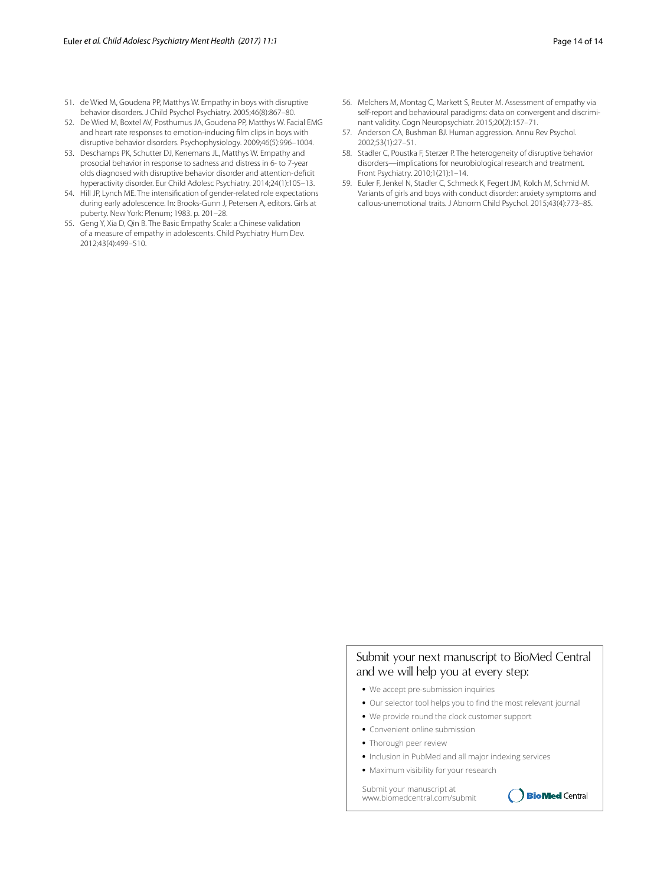51. de Wied M, Goudena PP, Matthys W. Empathy in boys with disruptive behavior disorders. J Child Psychol Psychiatry. 2005;46(8):867–80.
52. De Wied M, Boxtel AV, Posthumus JA, Goudena PP, Matthys W. Facial EMG and heart rate responses to emotion-inducing film clips in boys with disruptive behavior disorders. Psychophysiology. 2009;46(5):996–1004.
53. Deschamps PK, Schutter DJ, Kenemans JL, Matthys W. Empathy and prosocial behavior in response to sadness and distress in 6- to 7-year olds diagnosed with disruptive behavior disorder and attention-deficit hyperactivity disorder. Eur Child Adolesc Psychiatry. 2014;24(1):105–13.
54. Hill JP, Lynch ME. The intensification of gender-related role expectations during early adolescence. In: Brooks-Gunn J, Petersen A, editors. Girls at puberty. New York: Plenum; 1983. p. 201–28.
55. Geng Y, Xia D, Qin B. The Basic Empathy Scale: a Chinese validation of a measure of empathy in adolescents. Child Psychiatry Hum Dev. 2012;43(4):499–510.
56. Melchers M, Montag C, Markett S, Reuter M. Assessment of empathy via self-report and behavioural paradigms: data on convergent and discriminant validity. Cogn Neuropsychiatr. 2015;20(2):157–71.
57. Anderson CA, Bushman BJ. Human aggression. Annu Rev Psychol. 2002;53(1):27–51.
58. Stadler C, Poustka F, Sterzer P. The heterogeneity of disruptive behavior disorders—implications for neurobiological research and treatment. Front Psychiatry. 2010;1(21):1–14.
59. Euler F, Jenkel N, Stadler C, Schmeck K, Fegert JM, Kolch M, Schmid M. Variants of girls and boys with conduct disorder: anxiety symptoms and callous-unemotional traits. J Abnorm Child Psychol. 2015;43(4):773–85.

Submit your next manuscript to BioMed Central and we will help you at every step:

- We accept pre-submission inquiries
- Our selector tool helps you to find the most relevant journal
- We provide round the clock customer support
- Convenient online submission
- Thorough peer review
- Inclusion in PubMed and all major indexing services
- Maximum visibility for your research

Submit your manuscript at www.biomedcentral.com/submit

BioMed Central